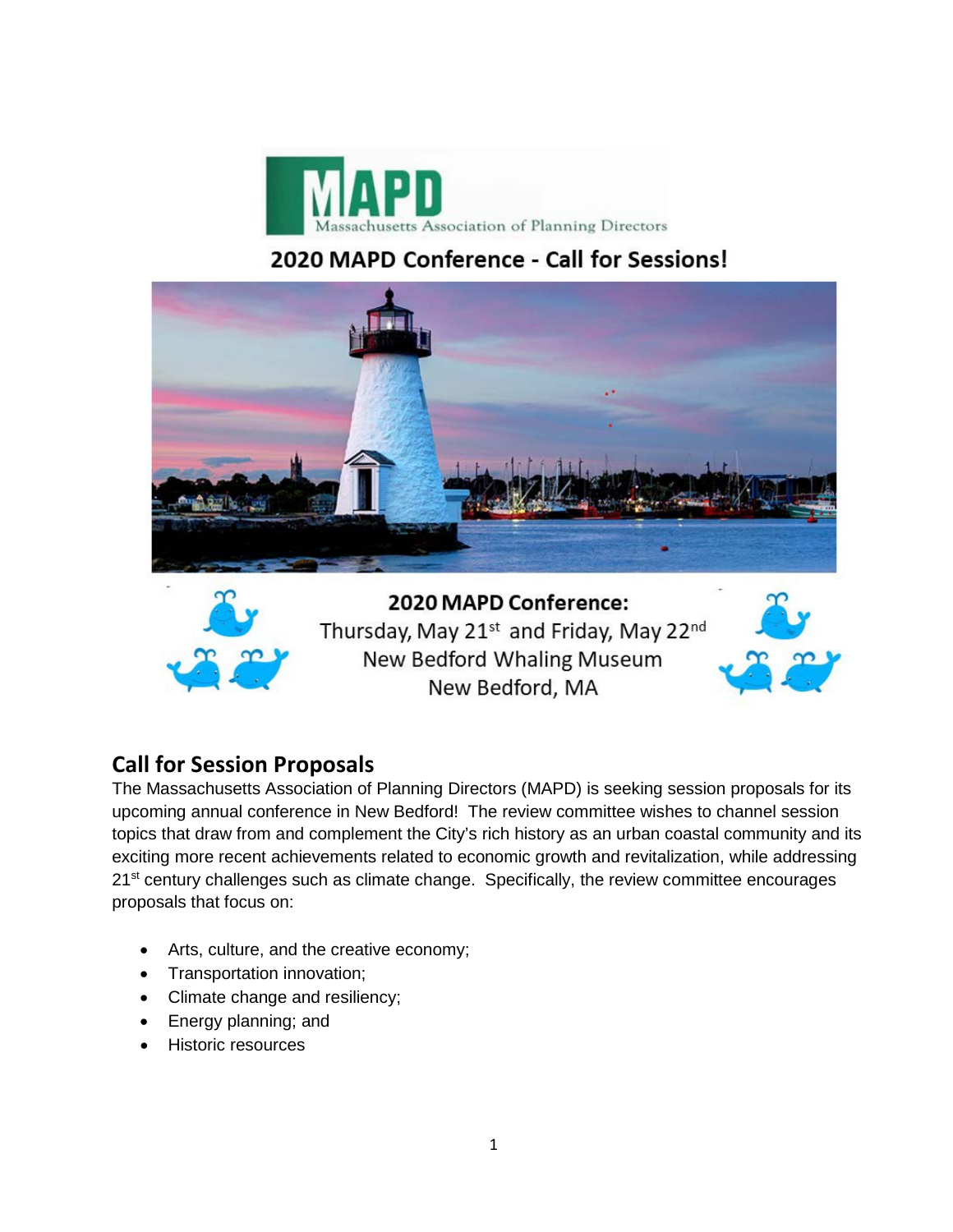MAPD

Massachusetts Association of Planning Directors

# 2020 MAPD Conference - Call for Sessions!

**2020 MAPD Conference:**

Thursday, May 21st and Friday, May 22nd

New Bedford Whaling Museum

New Bedford, MA

## Call for Session Proposals

The Massachusetts Association of Planning Directors (MAPD) is seeking session proposals for its upcoming annual conference in New Bedford! The review committee wishes to channel session topics that draw from and complement the City's rich history as an urban coastal community and its exciting more recent achievements related to economic growth and revitalization, while addressing 21st century challenges such as climate change. Specifically, the review committee encourages proposals that focus on:

- Arts, culture, and the creative economy;
- Transportation innovation;
- Climate change and resiliency;
- Energy planning; and
- Historic resources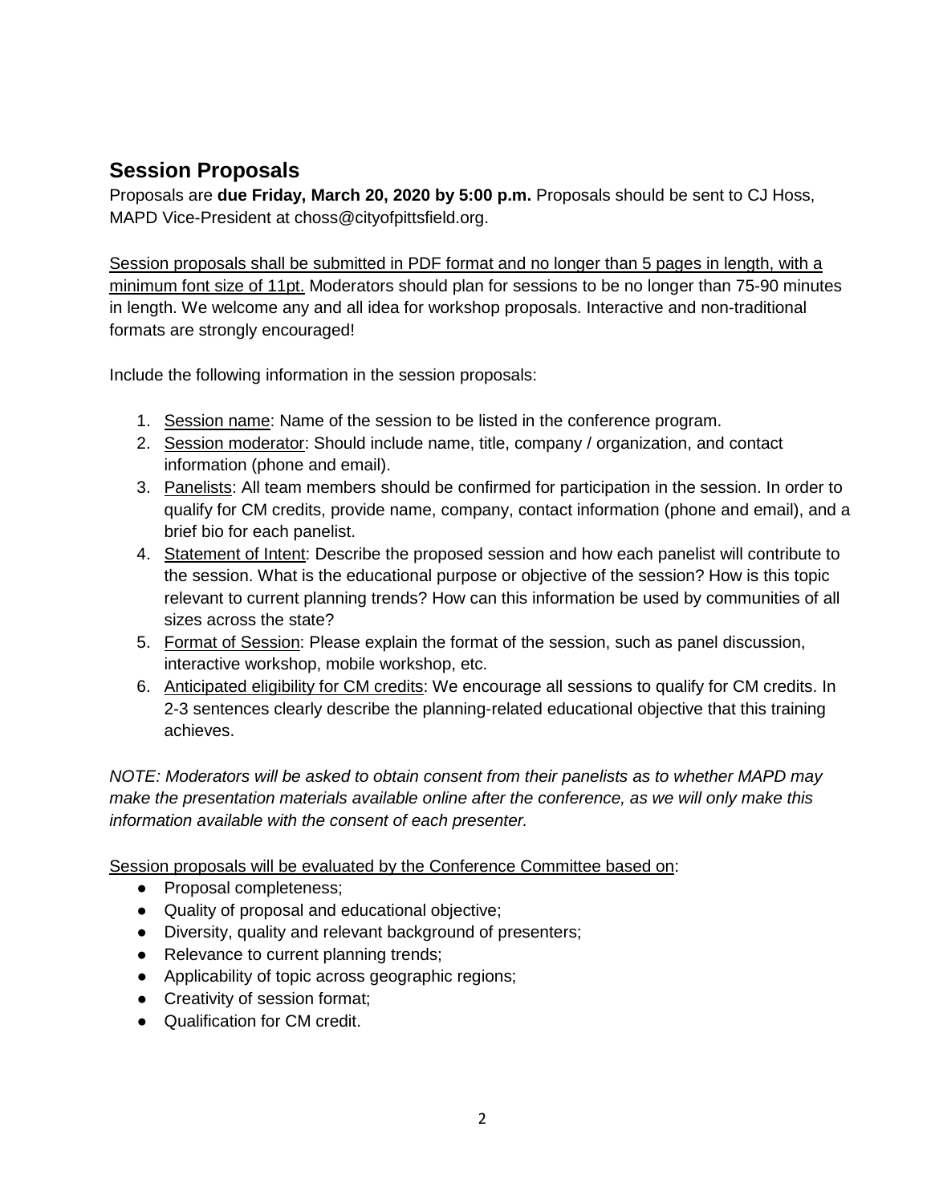## Session Proposals

Proposals are **due Friday, March 20, 2020 by 5:00 p.m.** Proposals should be sent to CJ Hoss, MAPD Vice-President at choss@cityofpittsfield.org.

Session proposals shall be submitted in PDF format and no longer than 5 pages in length, with a minimum font size of 11pt. Moderators should plan for sessions to be no longer than 75-90 minutes in length. We welcome any and all idea for workshop proposals. Interactive and non-traditional formats are strongly encouraged!

Include the following information in the session proposals:

1. Session name: Name of the session to be listed in the conference program.
2. Session moderator: Should include name, title, company / organization, and contact information (phone and email).
3. Panelists: All team members should be confirmed for participation in the session. In order to qualify for CM credits, provide name, company, contact information (phone and email), and a brief bio for each panelist.
4. Statement of Intent: Describe the proposed session and how each panelist will contribute to the session. What is the educational purpose or objective of the session? How is this topic relevant to current planning trends? How can this information be used by communities of all sizes across the state?
5. Format of Session: Please explain the format of the session, such as panel discussion, interactive workshop, mobile workshop, etc.
6. Anticipated eligibility for CM credits: We encourage all sessions to qualify for CM credits. In 2-3 sentences clearly describe the planning-related educational objective that this training achieves.

*NOTE: Moderators will be asked to obtain consent from their panelists as to whether MAPD may make the presentation materials available online after the conference, as we will only make this information available with the consent of each presenter.*

Session proposals will be evaluated by the Conference Committee based on:

- Proposal completeness;
- Quality of proposal and educational objective;
- Diversity, quality and relevant background of presenters;
- Relevance to current planning trends;
- Applicability of topic across geographic regions;
- Creativity of session format;
- Qualification for CM credit.